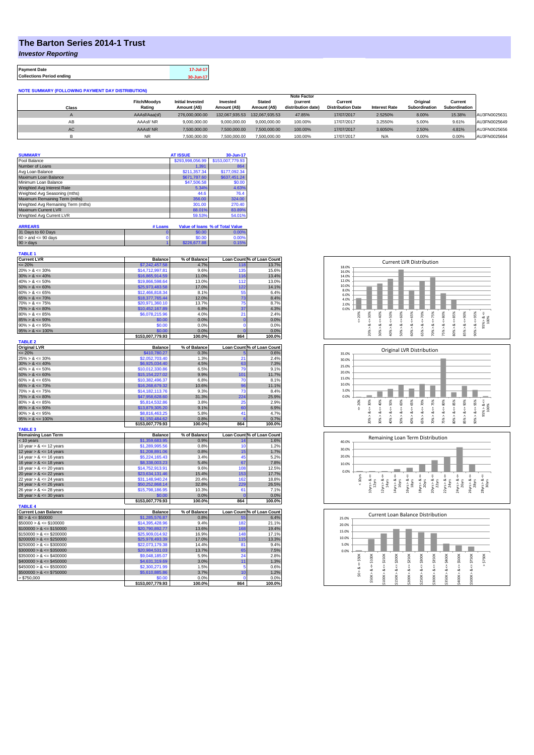# The Barton Series 2014-1 Trust

***Investor Reporting***

| | |
|---|---|
| **Payment Date** | 17-Jul-17 |
| **Collections Period ending** | 30-Jun-17 |

**NOTE SUMMARY (FOLLOWING PAYMENT DAY DISTRIBUTION)**

| Class | Fitch/Moodys Rating | Initial Invested Amount (A$) | Invested Amount (A$) | Stated Amount (A$) | Note Factor (current distribution date) | Current Distribution Date | Interest Rate | Original Subordination | Current Subordination | |
|---|---|---|---|---|---|---|---|---|---|---|
| A | AAAsf/Aaa(sf) | 276,000,000.00 | 132,067,935.53 | 132,067,935.53 | 47.85% | 17/07/2017 | 2.5250% | 8.00% | 15.38% | AU3FN0025631 |
| AB | AAAsf/ NR | 9,000,000.00 | 9,000,000.00 | 9,000,000.00 | 100.00% | 17/07/2017 | 3.2550% | 5.00% | 9.61% | AU3FN0025649 |
| AC | AAAsf/ NR | 7,500,000.00 | 7,500,000.00 | 7,500,000.00 | 100.00% | 17/07/2017 | 3.6050% | 2.50% | 4.81% | AU3FN0025656 |
| B | NR | 7,500,000.00 | 7,500,000.00 | 7,500,000.00 | 100.00% | 17/07/2017 | N/A | 0.00% | 0.00% | AU3FN0025664 |

| SUMMARY | AT ISSUE | 30-Jun-17 |
|---|---|---|
| Pool Balance | $293,998,056.99 | $153,007,779.93 |
| Number of Loans | 1,391 | 864 |
| Avg Loan Balance | $211,357.34 | $177,092.34 |
| Maximum Loan Balance | $671,787.60 | $637,451.24 |
| Minimum Loan Balance | $47,506.58 | $0.00 |
| Weighted Avg Interest Rate | 5.34% | 4.63% |
| Weighted Avg Seasoning (mths) | 44.6 | 76.4 |
| Maximum Remaining Term (mths) | 356.00 | 324.00 |
| Weighted Avg Remaining Term (mths) | 301.00 | 270.40 |
| Maximum Current LVR | 88.01% | 83.89% |
| Weighted Avg Current LVR | 59.53% | 54.01% |

| ARREARS | # Loans | Value of loans | % of Total Value |
|---|---|---|---|
| 31 Days to 60 Days | 0 | $0.00 | 0.00% |
| 60 > and <= 90 days | 0 | $0.00 | 0.00% |
| 90 > days | 1 | $226,677.88 | 0.15% |

**TABLE 1**

| Current LVR | Balance | % of Balance | Loan Count | % of Loan Count |
|---|---|---|---|---|
| <= 20% | $7,242,457.58 | 4.7% | 118 | 13.7% |
| 20% > & <= 30% | $14,712,997.81 | 9.6% | 135 | 15.6% |
| 30% > & <= 40% | $16,865,914.59 | 11.0% | 116 | 13.4% |
| 40% > & <= 50% | $19,866,598.64 | 13.0% | 112 | 13.0% |
| 50% > & <= 60% | $25,973,483.58 | 17.0% | 122 | 14.1% |
| 60% > & <= 65% | $12,466,818.34 | 8.1% | 55 | 6.4% |
| 65% > & <= 70% | $18,377,765.44 | 12.0% | 73 | 8.4% |
| 70% > & <= 75% | $20,971,360.10 | 13.7% | 75 | 8.7% |
| 75% > & <= 80% | $10,452,167.89 | 6.8% | 37 | 4.3% |
| 80% > & <= 85% | $6,078,215.96 | 4.0% | 21 | 2.4% |
| 85% > & <= 90% | $0.00 | 0.0% | 0 | 0.0% |
| 90% > & <= 95% | $0.00 | 0.0% | 0 | 0.0% |
| 95% > & <= 100% | $0.00 | 0.0% | 0 | 0.0% |
| | $153,007,779.93 | 100.0% | 864 | 100.0% |

**TABLE 2**

| Original LVR | Balance | % of Balance | Loan Count | % of Loan Count |
|---|---|---|---|---|
| <= 20% | $410,780.27 | 0.3% | 5 | 0.6% |
| 25% > & <= 30% | $2,052,703.40 | 1.3% | 21 | 2.4% |
| 30% > & <= 40% | $6,925,034.40 | 4.5% | 63 | 7.3% |
| 40% > & <= 50% | $10,012,330.86 | 6.5% | 79 | 9.1% |
| 50% > & <= 60% | $15,154,227.02 | 9.9% | 101 | 11.7% |
| 60% > & <= 65% | $10,382,496.37 | 6.8% | 70 | 8.1% |
| 65% > & <= 70% | $16,268,679.32 | 10.6% | 96 | 11.1% |
| 70% > & <= 75% | $14,182,113.76 | 9.3% | 73 | 8.4% |
| 75% > & <= 80% | $47,958,628.60 | 31.3% | 224 | 25.9% |
| 80% > & <= 85% | $5,814,532.86 | 3.8% | 25 | 2.9% |
| 85% > & <= 90% | $13,879,305.20 | 9.1% | 60 | 6.9% |
| 90% > & <= 95% | $8,816,463.25 | 5.8% | 41 | 4.7% |
| 95% > & <= 100% | $1,150,484.62 | 0.8% | 6 | 0.7% |
| | $153,007,779.93 | 100.0% | 864 | 100.0% |

**TABLE 3**

| Remaining Loan Term | Balance | % of Balance | Loan Count | % of Loan Count |
|---|---|---|---|---|
| < 10 years | $1,359,683.95 | 0.9% | 14 | 1.6% |
| 10 year > & <= 12 years | $1,289,995.56 | 0.8% | 10 | 1.2% |
| 12 year > & <= 14 years | $1,208,891.06 | 0.8% | 15 | 1.7% |
| 14 year > & <= 16 years | $5,224,165.43 | 3.4% | 45 | 5.2% |
| 16 year > & <= 18 years | $8,338,003.23 | 5.4% | 67 | 7.8% |
| 18 year > & <= 20 years | $14,752,913.91 | 9.6% | 108 | 12.5% |
| 20 year > & <= 22 years | $23,634,131.46 | 15.4% | 153 | 17.7% |
| 22 year > & <= 24 years | $31,148,940.24 | 20.4% | 162 | 18.8% |
| 24 year > & <= 26 years | $50,252,868.14 | 32.8% | 229 | 26.5% |
| 26 year > & <= 28 years | $15,798,186.95 | 10.3% | 61 | 7.1% |
| 28 year > & <= 30 years | $0.00 | 0.0% | 0 | 0.0% |
| | $153,007,779.93 | 100.0% | 864 | 100.0% |

**TABLE 4**

| Current Loan Balance | Balance | % of Balance | Loan Count | % of Loan Count |
|---|---|---|---|---|
| $0 > & <= $50000 | $1,285,576.87 | 0.8% | 55 | 6.4% |
| $50000 > & <= $100000 | $14,395,428.96 | 9.4% | 182 | 21.1% |
| $100000 > & <= $150000 | $20,790,892.77 | 13.6% | 168 | 19.4% |
| $150000 > & <= $200000 | $25,909,014.92 | 16.9% | 148 | 17.1% |
| $200000 > & <= $250000 | $25,978,493.39 | 17.0% | 115 | 13.3% |
| $250000 > & <= $300000 | $22,073,179.38 | 14.4% | 81 | 9.4% |
| $300000 > & <= $350000 | $20,984,531.03 | 13.7% | 65 | 7.5% |
| $350000 > & <= $400000 | $9,048,185.07 | 5.9% | 24 | 2.8% |
| $400000 > & <= $450000 | $4,631,319.69 | 3.0% | 11 | 1.3% |
| $450000 > & <= $500000 | $2,300,271.99 | 1.5% | 5 | 0.6% |
| $500000 > & <= $750000 | $5,610,885.86 | 3.7% | 10 | 1.2% |
| > $750,000 | $0.00 | 0.0% | 0 | 0.0% |
| | $153,007,779.93 | 100.0% | 864 | 100.0% |

Current LVR Distribution

Original LVR Distribution

Remaining Loan Term Distribution

Current Loan Balance Distribution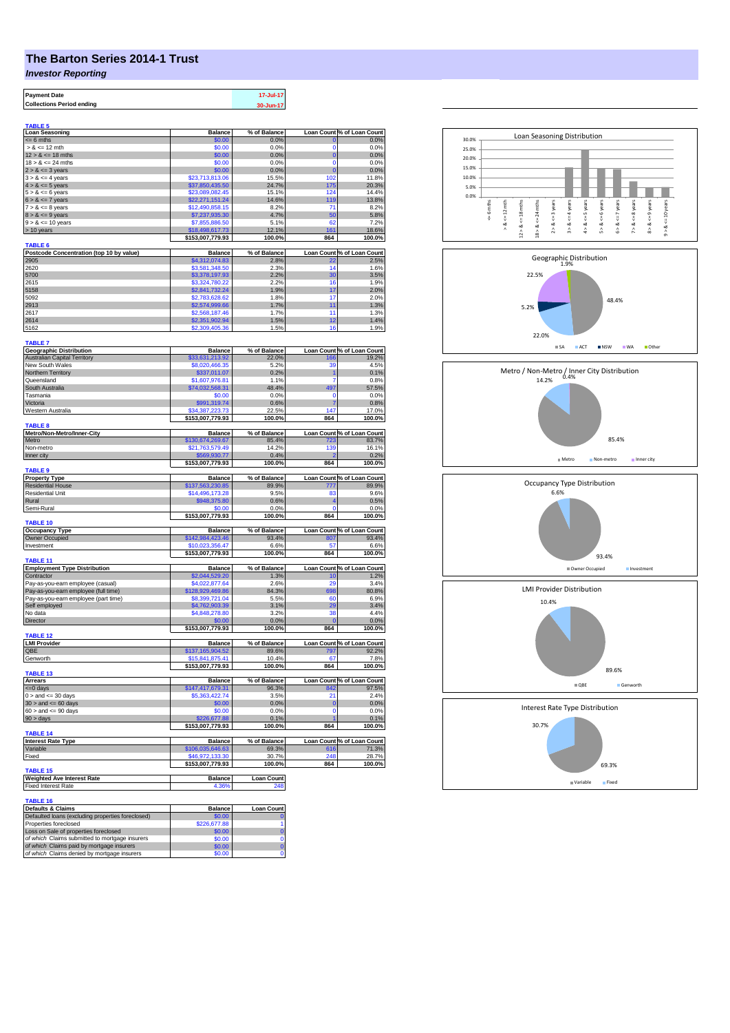# The Barton Series 2014-1 Trust

*Investor Reporting*

| | |
|---|---|
| **Payment Date** | 17-Jul-17 |
| **Collections Period ending** | 30-Jun-17 |

**TABLE 5**

| Loan Seasoning | Balance | % of Balance | Loan Count | % of Loan Count |
|---|---|---|---|---|
| <= 6 mths | $0.00 | 0.0% | 0 | 0.0% |
| > & <= 12 mth | $0.00 | 0.0% | 0 | 0.0% |
| 12 > & <= 18 mths | $0.00 | 0.0% | 0 | 0.0% |
| 18 > & <= 24 mths | $0.00 | 0.0% | 0 | 0.0% |
| 2 > & <= 3 years | $0.00 | 0.0% | 0 | 0.0% |
| 3 > & <= 4 years | $23,713,813.06 | 15.5% | 102 | 11.8% |
| 4 > & <= 5 years | $37,850,435.50 | 24.7% | 175 | 20.3% |
| 5 > & <= 6 years | $23,089,082.45 | 15.1% | 124 | 14.4% |
| 6 > & <= 7 years | $22,271,151.24 | 14.6% | 119 | 13.8% |
| 7 > & <= 8 years | $12,490,858.15 | 8.2% | 71 | 8.2% |
| 8 > & <= 9 years | $7,237,935.30 | 4.7% | 50 | 5.8% |
| 9 > & <= 10 years | $7,855,886.50 | 5.1% | 62 | 7.2% |
| > 10 years | $18,498,617.73 | 12.1% | 161 | 18.6% |
| | $153,007,779.93 | 100.0% | 864 | 100.0% |

**TABLE 6**

| Postcode Concentration (top 10 by value) | Balance | % of Balance | Loan Count | % of Loan Count |
|---|---|---|---|---|
| 2905 | $4,312,074.83 | 2.8% | 22 | 2.5% |
| 2620 | $3,581,348.50 | 2.3% | 14 | 1.6% |
| 5700 | $3,378,197.93 | 2.2% | 30 | 3.5% |
| 2615 | $3,324,780.22 | 2.2% | 16 | 1.9% |
| 5158 | $2,841,732.24 | 1.9% | 17 | 2.0% |
| 5092 | $2,783,628.62 | 1.8% | 17 | 2.0% |
| 2913 | $2,574,999.66 | 1.7% | 11 | 1.3% |
| 2617 | $2,568,187.46 | 1.7% | 11 | 1.3% |
| 2614 | $2,351,902.94 | 1.5% | 12 | 1.4% |
| 5162 | $2,309,405.36 | 1.5% | 16 | 1.9% |

**TABLE 7**

| Geographic Distribution | Balance | % of Balance | Loan Count | % of Loan Count |
|---|---|---|---|---|
| Australian Capital Territory | $33,631,213.92 | 22.0% | 166 | 19.2% |
| New South Wales | $8,020,466.35 | 5.2% | 39 | 4.5% |
| Northern Territory | $337,011.07 | 0.2% | 1 | 0.1% |
| Queensland | $1,607,976.81 | 1.1% | 7 | 0.8% |
| South Australia | $74,032,568.31 | 48.4% | 497 | 57.5% |
| Tasmania | $0.00 | 0.0% | 0 | 0.0% |
| Victoria | $991,319.74 | 0.6% | 7 | 0.8% |
| Western Australia | $34,387,223.73 | 22.5% | 147 | 17.0% |
| | $153,007,779.93 | 100.0% | 864 | 100.0% |

**TABLE 8**

| Metro/Non-Metro/Inner-City | Balance | % of Balance | Loan Count | % of Loan Count |
|---|---|---|---|---|
| Metro | $130,674,269.67 | 85.4% | 723 | 83.7% |
| Non-metro | $21,763,579.49 | 14.2% | 139 | 16.1% |
| Inner city | $569,930.77 | 0.4% | 2 | 0.2% |
| | $153,007,779.93 | 100.0% | 864 | 100.0% |

**TABLE 9**

| Property Type | Balance | % of Balance | Loan Count | % of Loan Count |
|---|---|---|---|---|
| Residential House | $137,563,230.85 | 89.9% | 777 | 89.9% |
| Residential Unit | $14,496,173.28 | 9.5% | 83 | 9.6% |
| Rural | $948,375.80 | 0.6% | 4 | 0.5% |
| Semi-Rural | $0.00 | 0.0% | 0 | 0.0% |
| | $153,007,779.93 | 100.0% | 864 | 100.0% |

**TABLE 10**

| Occupancy Type | Balance | % of Balance | Loan Count | % of Loan Count |
|---|---|---|---|---|
| Owner Occupied | $142,984,423.46 | 93.4% | 807 | 93.4% |
| Investment | $10,023,356.47 | 6.6% | 57 | 6.6% |
| | $153,007,779.93 | 100.0% | 864 | 100.0% |

**TABLE 11**

| Employment Type Distribution | Balance | % of Balance | Loan Count | % of Loan Count |
|---|---|---|---|---|
| Contractor | $2,044,529.20 | 1.3% | 10 | 1.2% |
| Pay-as-you-earn employee (casual) | $4,022,877.64 | 2.6% | 29 | 3.4% |
| Pay-as-you-earn employee (full time) | $128,929,469.86 | 84.3% | 698 | 80.8% |
| Pay-as-you-earn employee (part time) | $8,399,721.04 | 5.5% | 60 | 6.9% |
| Self employed | $4,762,903.39 | 3.1% | 29 | 3.4% |
| No data | $4,848,278.80 | 3.2% | 38 | 4.4% |
| Director | $0.00 | 0.0% | 0 | 0.0% |
| | $153,007,779.93 | 100.0% | 864 | 100.0% |

**TABLE 12**

| LMI Provider | Balance | % of Balance | Loan Count | % of Loan Count |
|---|---|---|---|---|
| QBE | $137,165,904.52 | 89.6% | 797 | 92.2% |
| Genworth | $15,841,875.41 | 10.4% | 67 | 7.8% |
| | $153,007,779.93 | 100.0% | 864 | 100.0% |

**TABLE 13**

| Arrears | Balance | % of Balance | Loan Count | % of Loan Count |
|---|---|---|---|---|
| <=0 days | $147,417,679.31 | 96.3% | 842 | 97.5% |
| 0 > and <= 30 days | $5,363,422.74 | 3.5% | 21 | 2.4% |
| 30 > and <= 60 days | $0.00 | 0.0% | 0 | 0.0% |
| 60 > and <= 90 days | $0.00 | 0.0% | 0 | 0.0% |
| 90 > days | $226,677.88 | 0.1% | 1 | 0.1% |
| | $153,007,779.93 | 100.0% | 864 | 100.0% |

**TABLE 14**

| Interest Rate Type | Balance | % of Balance | Loan Count | % of Loan Count |
|---|---|---|---|---|
| Variable | $106,035,646.63 | 69.3% | 616 | 71.3% |
| Fixed | $46,972,133.30 | 30.7% | 248 | 28.7% |
| | $153,007,779.93 | 100.0% | 864 | 100.0% |

**TABLE 15**

| Weighted Ave Interest Rate | Balance | Loan Count |
|---|---|---|
| Fixed Interest Rate | 4.36% | 248 |

**TABLE 16**

| Defaults & Claims | Balance | Loan Count |
|---|---|---|
| Defaulted loans (excluding properties foreclosed) | $0.00 | 0 |
| Properties foreclosed | $226,677.88 | 1 |
| Loss on Sale of properties foreclosed | $0.00 | 0 |
| *of which* Claims submitted to mortgage insurers | $0.00 | 0 |
| *of which* Claims paid by mortgage insurers | $0.00 | 0 |
| *of which* Claims denied by mortgage insurers | $0.00 | 0 |

Loan Seasoning Distribution
30.0%
25.0%
20.0%
15.0%
10.0%
5.0%
0.0%
<= 6 mths
> & <= 12 mth
12 > & <= 18 mths
18 > & <= 24 mths
2 > & <= 3 years
3 > & <= 4 years
4 > & <= 5 years
5 > & <= 6 years
6 > & <= 7 years
7 > & <= 8 years
8 > & <= 9 years
9 > & <= 10 years

Geographic Distribution
1.9%
22.5%
48.4%
5.2%
22.0%
SA ACT NSW WA Other

Metro / Non-Metro / Inner City Distribution
0.4%
14.2%
85.4%
Metro Non-metro Inner city

Occupancy Type Distribution
6.6%
93.4%
Owner Occupied Investment

LMI Provider Distribution
10.4%
89.6%
QBE Genworth

Interest Rate Type Distribution
30.7%
69.3%
Variable Fixed